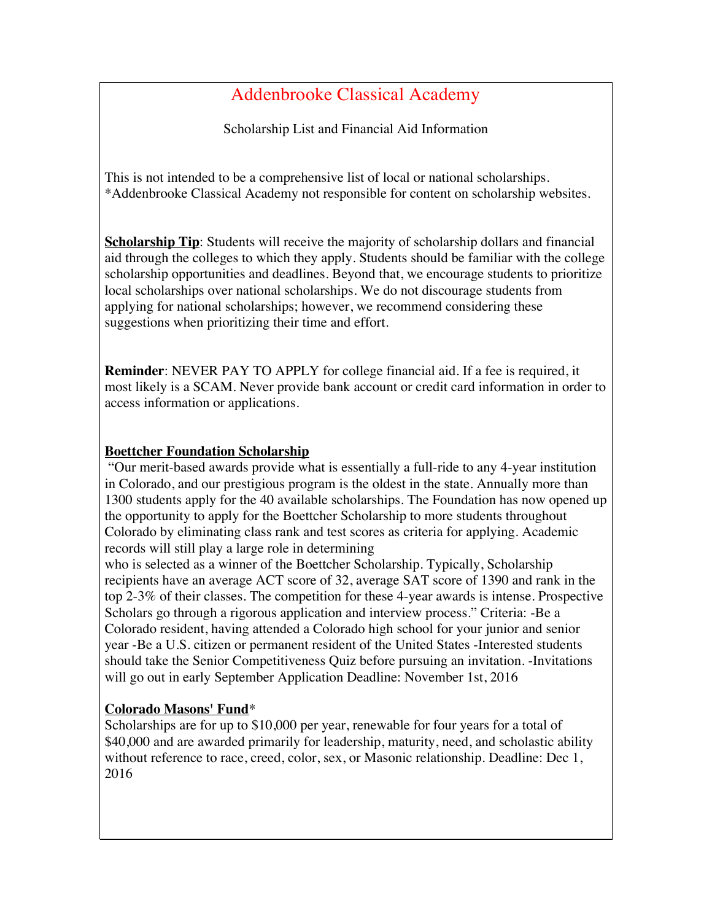# Addenbrooke Classical Academy

Scholarship List and Financial Aid Information

This is not intended to be a comprehensive list of local or national scholarships.
*Addenbrooke Classical Academy not responsible for content on scholarship websites.

**Scholarship Tip**: Students will receive the majority of scholarship dollars and financial aid through the colleges to which they apply. Students should be familiar with the college scholarship opportunities and deadlines. Beyond that, we encourage students to prioritize local scholarships over national scholarships. We do not discourage students from applying for national scholarships; however, we recommend considering these suggestions when prioritizing their time and effort.

**Reminder**: NEVER PAY TO APPLY for college financial aid. If a fee is required, it most likely is a SCAM. Never provide bank account or credit card information in order to access information or applications.

**Boettcher Foundation Scholarship**

"Our merit-based awards provide what is essentially a full-ride to any 4-year institution in Colorado, and our prestigious program is the oldest in the state. Annually more than 1300 students apply for the 40 available scholarships. The Foundation has now opened up the opportunity to apply for the Boettcher Scholarship to more students throughout Colorado by eliminating class rank and test scores as criteria for applying. Academic records will still play a large role in determining who is selected as a winner of the Boettcher Scholarship. Typically, Scholarship recipients have an average ACT score of 32, average SAT score of 1390 and rank in the top 2-3% of their classes. The competition for these 4-year awards is intense. Prospective Scholars go through a rigorous application and interview process." Criteria: -Be a Colorado resident, having attended a Colorado high school for your junior and senior year -Be a U.S. citizen or permanent resident of the United States -Interested students should take the Senior Competitiveness Quiz before pursuing an invitation. -Invitations will go out in early September Application Deadline: November 1st, 2016

**Colorado Masons' Fund***

Scholarships are for up to $10,000 per year, renewable for four years for a total of $40,000 and are awarded primarily for leadership, maturity, need, and scholastic ability without reference to race, creed, color, sex, or Masonic relationship. Deadline: Dec 1, 2016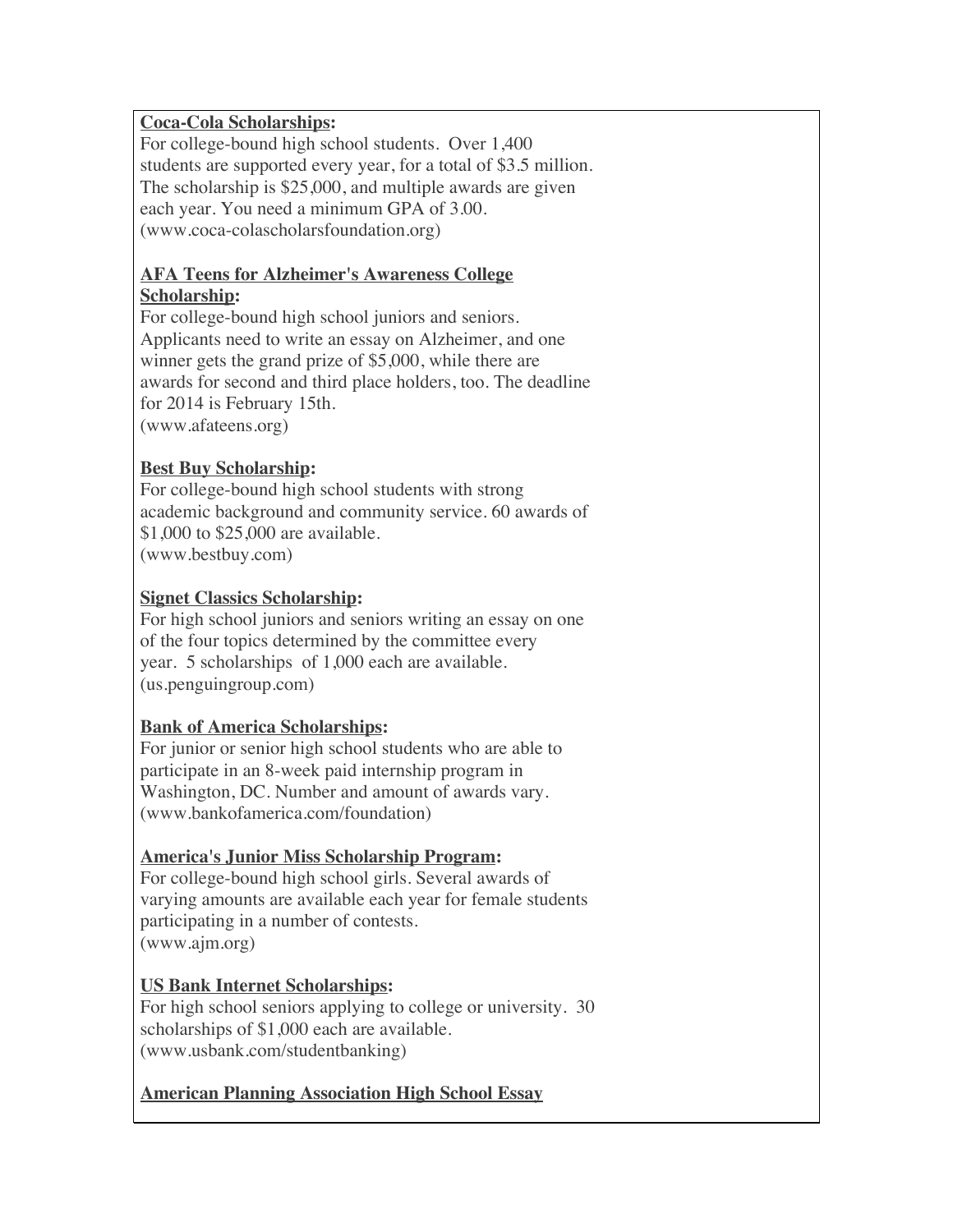**Coca-Cola Scholarships:**
For college-bound high school students. Over 1,400 students are supported every year, for a total of $3.5 million. The scholarship is $25,000, and multiple awards are given each year. You need a minimum GPA of 3.00.
(www.coca-colascholarsfoundation.org)

**AFA Teens for Alzheimer's Awareness College Scholarship:**
For college-bound high school juniors and seniors. Applicants need to write an essay on Alzheimer, and one winner gets the grand prize of $5,000, while there are awards for second and third place holders, too. The deadline for 2014 is February 15th.
(www.afateens.org)

**Best Buy Scholarship:**
For college-bound high school students with strong academic background and community service. 60 awards of $1,000 to $25,000 are available.
(www.bestbuy.com)

**Signet Classics Scholarship:**
For high school juniors and seniors writing an essay on one of the four topics determined by the committee every year. 5 scholarships of 1,000 each are available.
(us.penguingroup.com)

**Bank of America Scholarships:**
For junior or senior high school students who are able to participate in an 8-week paid internship program in Washington, DC. Number and amount of awards vary.
(www.bankofamerica.com/foundation)

**America's Junior Miss Scholarship Program:**
For college-bound high school girls. Several awards of varying amounts are available each year for female students participating in a number of contests.
(www.ajm.org)

**US Bank Internet Scholarships:**
For high school seniors applying to college or university. 30 scholarships of $1,000 each are available.
(www.usbank.com/studentbanking)

**American Planning Association High School Essay**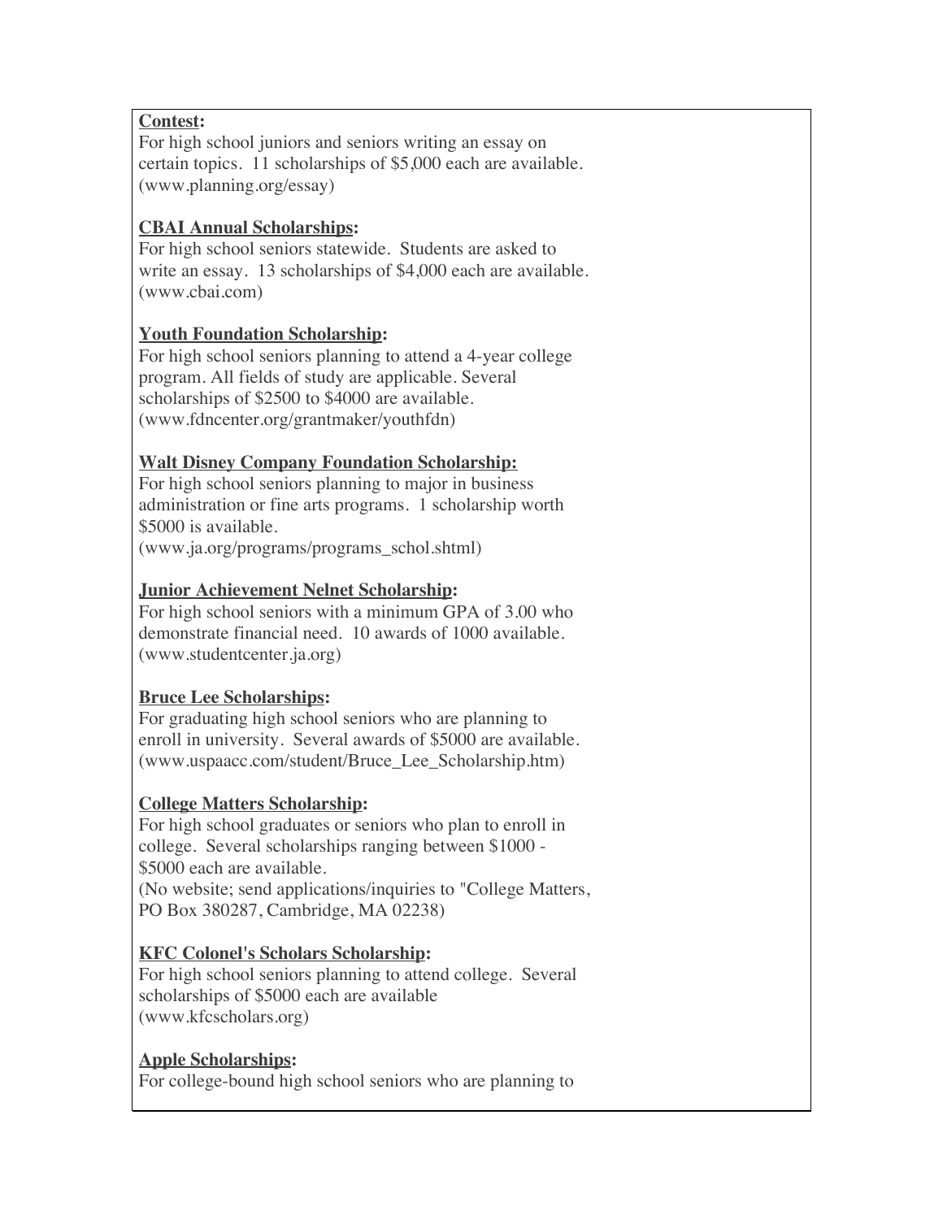**<u>Contest</u>:**
For high school juniors and seniors writing an essay on certain topics. 11 scholarships of $5,000 each are available. (www.planning.org/essay)

**<u>CBAI Annual Scholarships</u>:**
For high school seniors statewide. Students are asked to write an essay. 13 scholarships of $4,000 each are available. (www.cbai.com)

**<u>Youth Foundation Scholarship</u>:**
For high school seniors planning to attend a 4-year college program. All fields of study are applicable. Several scholarships of $2500 to $4000 are available. (www.fdncenter.org/grantmaker/youthfdn)

**<u>Walt Disney Company Foundation Scholarship:</u>**
For high school seniors planning to major in business administration or fine arts programs. 1 scholarship worth $5000 is available.
(www.ja.org/programs/programs_schol.shtml)

**<u>Junior Achievement Nelnet Scholarship</u>:**
For high school seniors with a minimum GPA of 3.00 who demonstrate financial need. 10 awards of 1000 available. (www.studentcenter.ja.org)

**<u>Bruce Lee Scholarships</u>:**
For graduating high school seniors who are planning to enroll in university. Several awards of $5000 are available. (www.uspaacc.com/student/Bruce_Lee_Scholarship.htm)

**<u>College Matters Scholarship</u>:**
For high school graduates or seniors who plan to enroll in college. Several scholarships ranging between $1000 - $5000 each are available.
(No website; send applications/inquiries to "College Matters, PO Box 380287, Cambridge, MA 02238)

**<u>KFC Colonel's Scholars Scholarship</u>:**
For high school seniors planning to attend college. Several scholarships of $5000 each are available
(www.kfcscholars.org)

**<u>Apple Scholarships</u>:**
For college-bound high school seniors who are planning to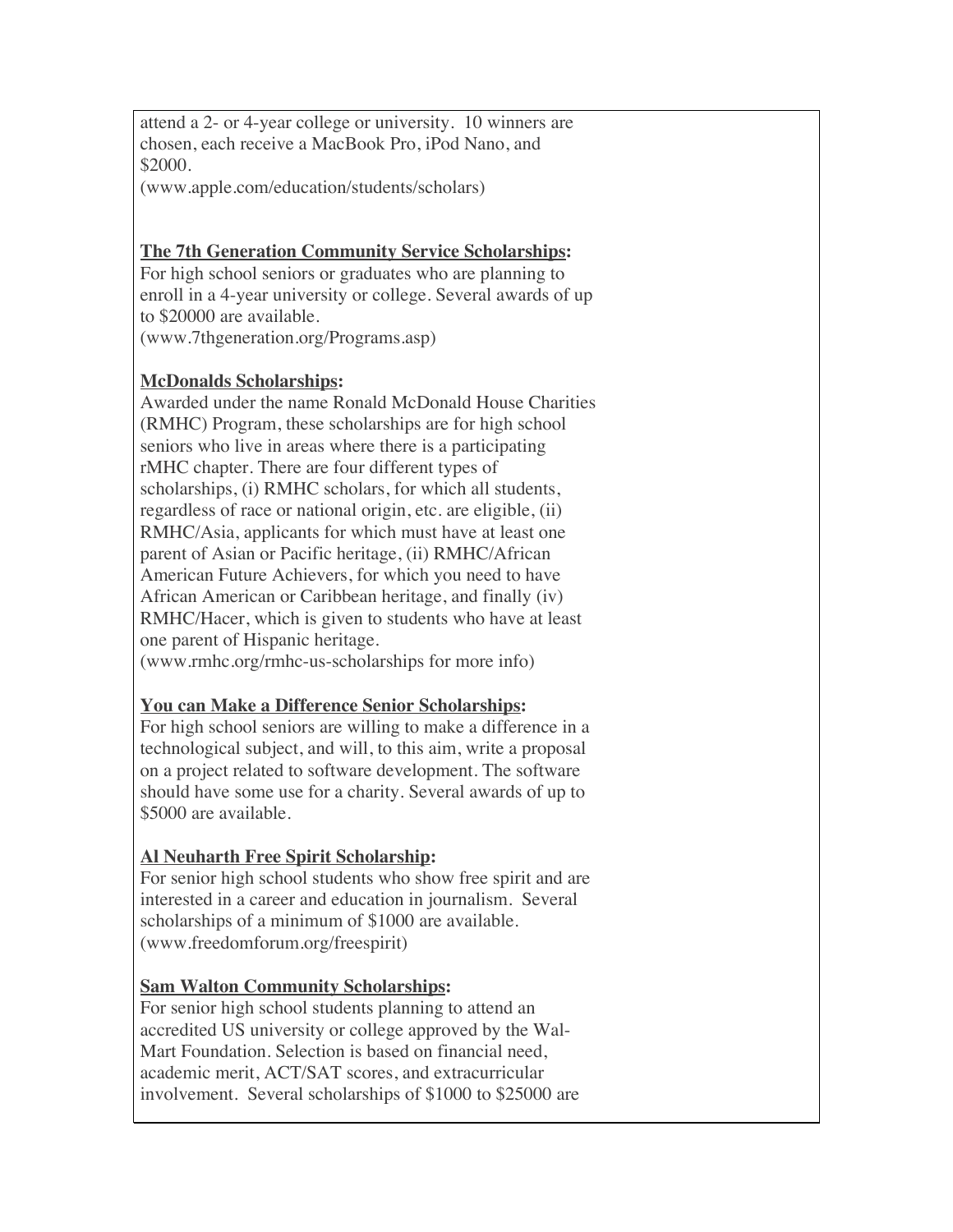attend a 2- or 4-year college or university. 10 winners are chosen, each receive a MacBook Pro, iPod Nano, and $2000.
(www.apple.com/education/students/scholars)

**The 7th Generation Community Service Scholarships:**
For high school seniors or graduates who are planning to enroll in a 4-year university or college. Several awards of up to $20000 are available.
(www.7thgeneration.org/Programs.asp)

**McDonalds Scholarships:**
Awarded under the name Ronald McDonald House Charities (RMHC) Program, these scholarships are for high school seniors who live in areas where there is a participating rMHC chapter. There are four different types of scholarships, (i) RMHC scholars, for which all students, regardless of race or national origin, etc. are eligible, (ii) RMHC/Asia, applicants for which must have at least one parent of Asian or Pacific heritage, (ii) RMHC/African American Future Achievers, for which you need to have African American or Caribbean heritage, and finally (iv) RMHC/Hacer, which is given to students who have at least one parent of Hispanic heritage.
(www.rmhc.org/rmhc-us-scholarships for more info)

**You can Make a Difference Senior Scholarships:**
For high school seniors are willing to make a difference in a technological subject, and will, to this aim, write a proposal on a project related to software development. The software should have some use for a charity. Several awards of up to $5000 are available.

**Al Neuharth Free Spirit Scholarship:**
For senior high school students who show free spirit and are interested in a career and education in journalism. Several scholarships of a minimum of $1000 are available.
(www.freedomforum.org/freespirit)

**Sam Walton Community Scholarships:**
For senior high school students planning to attend an accredited US university or college approved by the Wal-Mart Foundation. Selection is based on financial need, academic merit, ACT/SAT scores, and extracurricular involvement. Several scholarships of $1000 to $25000 are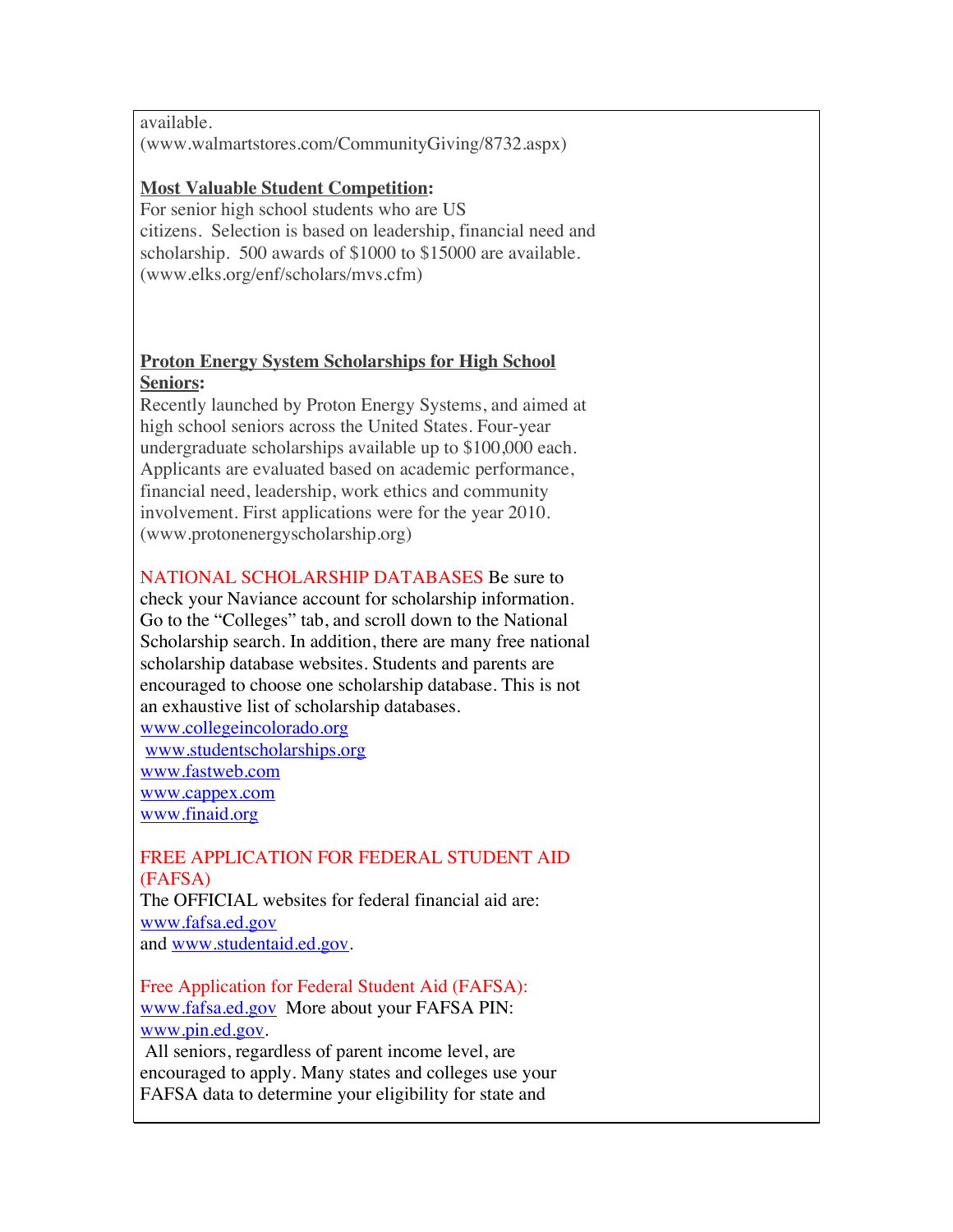available.
(www.walmartstores.com/CommunityGiving/8732.aspx)

**Most Valuable Student Competition:**
For senior high school students who are US citizens. Selection is based on leadership, financial need and scholarship. 500 awards of $1000 to $15000 are available. (www.elks.org/enf/scholars/mvs.cfm)

**Proton Energy System Scholarships for High School Seniors:**
Recently launched by Proton Energy Systems, and aimed at high school seniors across the United States. Four-year undergraduate scholarships available up to $100,000 each. Applicants are evaluated based on academic performance, financial need, leadership, work ethics and community involvement. First applications were for the year 2010. (www.protonenergyscholarship.org)

NATIONAL SCHOLARSHIP DATABASES Be sure to check your Naviance account for scholarship information. Go to the "Colleges" tab, and scroll down to the National Scholarship search. In addition, there are many free national scholarship database websites. Students and parents are encouraged to choose one scholarship database. This is not an exhaustive list of scholarship databases.
www.collegeincolorado.org
www.studentscholarships.org
www.fastweb.com
www.cappex.com
www.finaid.org

FREE APPLICATION FOR FEDERAL STUDENT AID (FAFSA)
The OFFICIAL websites for federal financial aid are:
www.fafsa.ed.gov
and www.studentaid.ed.gov.

Free Application for Federal Student Aid (FAFSA):
www.fafsa.ed.gov More about your FAFSA PIN: www.pin.ed.gov.
All seniors, regardless of parent income level, are encouraged to apply. Many states and colleges use your FAFSA data to determine your eligibility for state and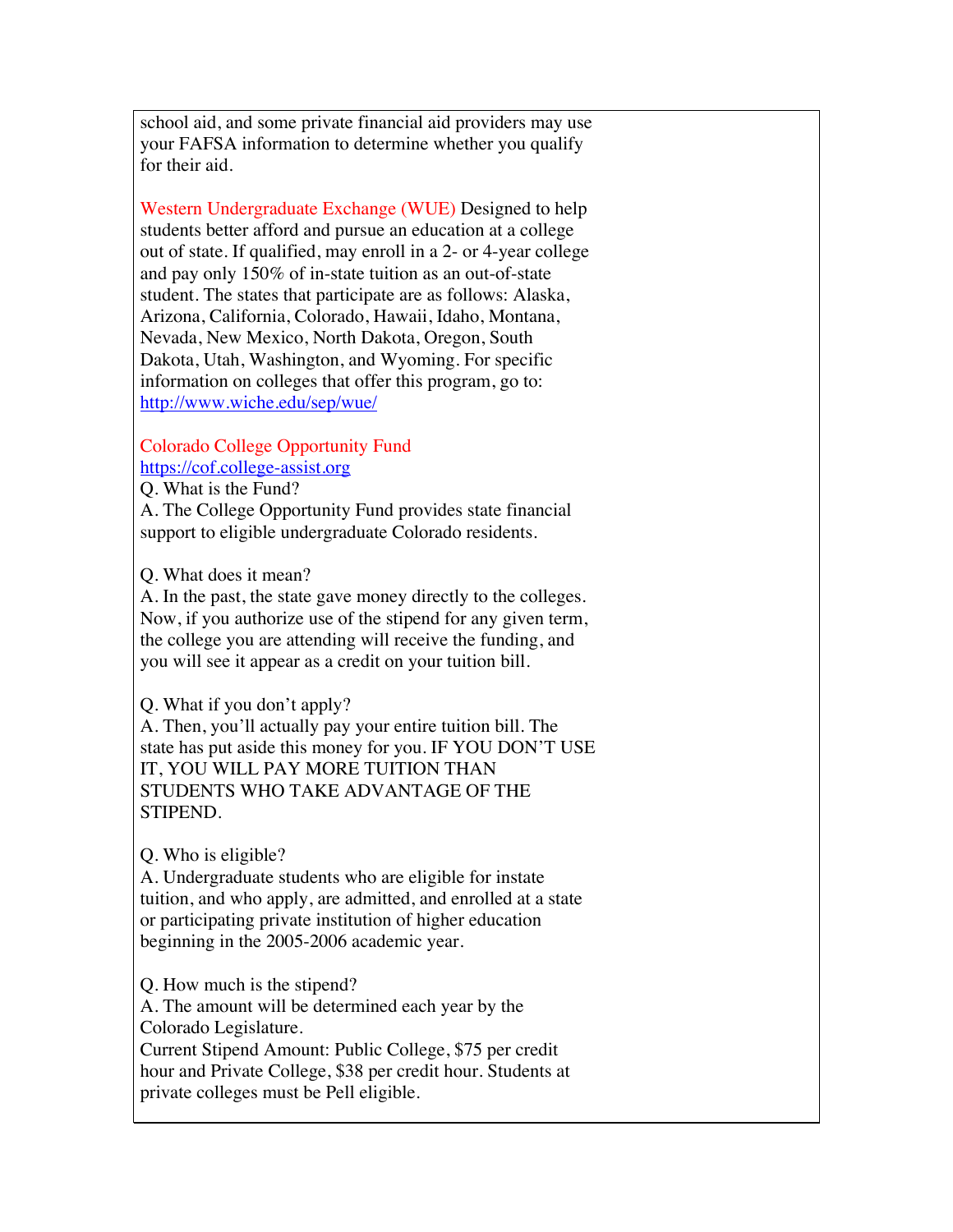school aid, and some private financial aid providers may use your FAFSA information to determine whether you qualify for their aid.

**Western Undergraduate Exchange (WUE)** Designed to help students better afford and pursue an education at a college out of state. If qualified, may enroll in a 2- or 4-year college and pay only 150% of in-state tuition as an out-of-state student. The states that participate are as follows: Alaska, Arizona, California, Colorado, Hawaii, Idaho, Montana, Nevada, New Mexico, North Dakota, Oregon, South Dakota, Utah, Washington, and Wyoming. For specific information on colleges that offer this program, go to: http://www.wiche.edu/sep/wue/

**Colorado College Opportunity Fund**
https://cof.college-assist.org

Q. What is the Fund?
A. The College Opportunity Fund provides state financial support to eligible undergraduate Colorado residents.

Q. What does it mean?
A. In the past, the state gave money directly to the colleges. Now, if you authorize use of the stipend for any given term, the college you are attending will receive the funding, and you will see it appear as a credit on your tuition bill.

Q. What if you don't apply?
A. Then, you'll actually pay your entire tuition bill. The state has put aside this money for you. IF YOU DON'T USE IT, YOU WILL PAY MORE TUITION THAN STUDENTS WHO TAKE ADVANTAGE OF THE STIPEND.

Q. Who is eligible?
A. Undergraduate students who are eligible for instate tuition, and who apply, are admitted, and enrolled at a state or participating private institution of higher education beginning in the 2005-2006 academic year.

Q. How much is the stipend?
A. The amount will be determined each year by the Colorado Legislature.
Current Stipend Amount: Public College, $75 per credit hour and Private College, $38 per credit hour. Students at private colleges must be Pell eligible.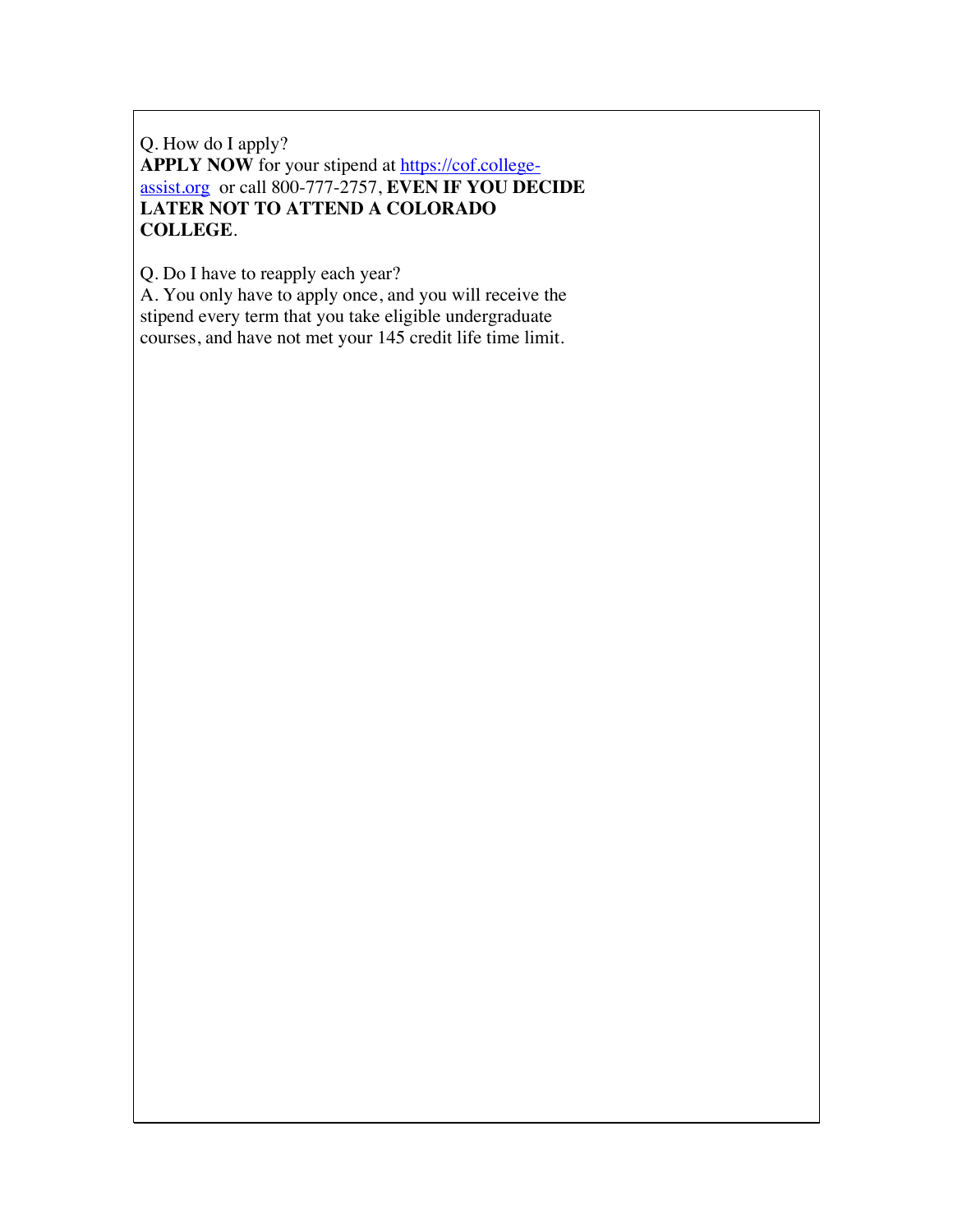Q. How do I apply?
**APPLY NOW** for your stipend at https://cof.college-assist.org or call 800-777-2757, **EVEN IF YOU DECIDE LATER NOT TO ATTEND A COLORADO COLLEGE**.

Q. Do I have to reapply each year?
A. You only have to apply once, and you will receive the stipend every term that you take eligible undergraduate courses, and have not met your 145 credit life time limit.